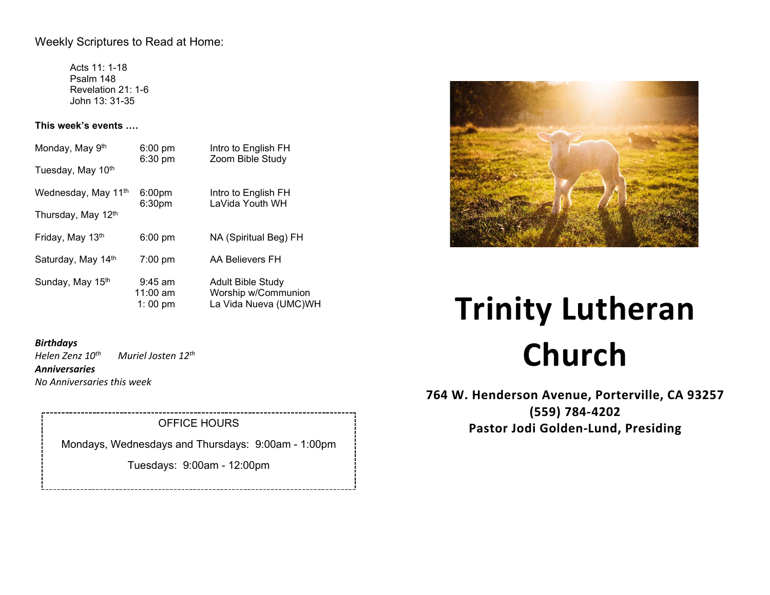Weekly Scriptures to Read at Home:

Acts 11: 1-18
Psalm 148
Revelation 21: 1-6
John 13: 31-35

**This week's events ….**

| | | |
|---|---|---|
| Monday, May 9th | 6:00 pm<br>6:30 pm | Intro to English FH<br>Zoom Bible Study |
| Tuesday, May 10th | | |
| Wednesday, May 11th | 6:00pm<br>6:30pm | Intro to English FH<br>LaVida Youth WH |
| Thursday, May 12th | | |
| Friday, May 13th | 6:00 pm | NA (Spiritual Beg) FH |
| Saturday, May 14th | 7:00 pm | AA Believers FH |
| Sunday, May 15th | 9:45 am<br>11:00 am<br>1: 00 pm | Adult Bible Study<br>Worship w/Communion<br>La Vida Nueva (UMC)WH |

***Birthdays***
*Helen Zenz 10th*  *Muriel Josten 12th*
***Anniversaries***
*No Anniversaries this week*

OFFICE HOURS

Mondays, Wednesdays and Thursdays: 9:00am - 1:00pm

Tuesdays: 9:00am - 12:00pm

# Trinity Lutheran Church

**764 W. Henderson Avenue, Porterville, CA 93257**
**(559) 784-4202**
**Pastor Jodi Golden-Lund, Presiding**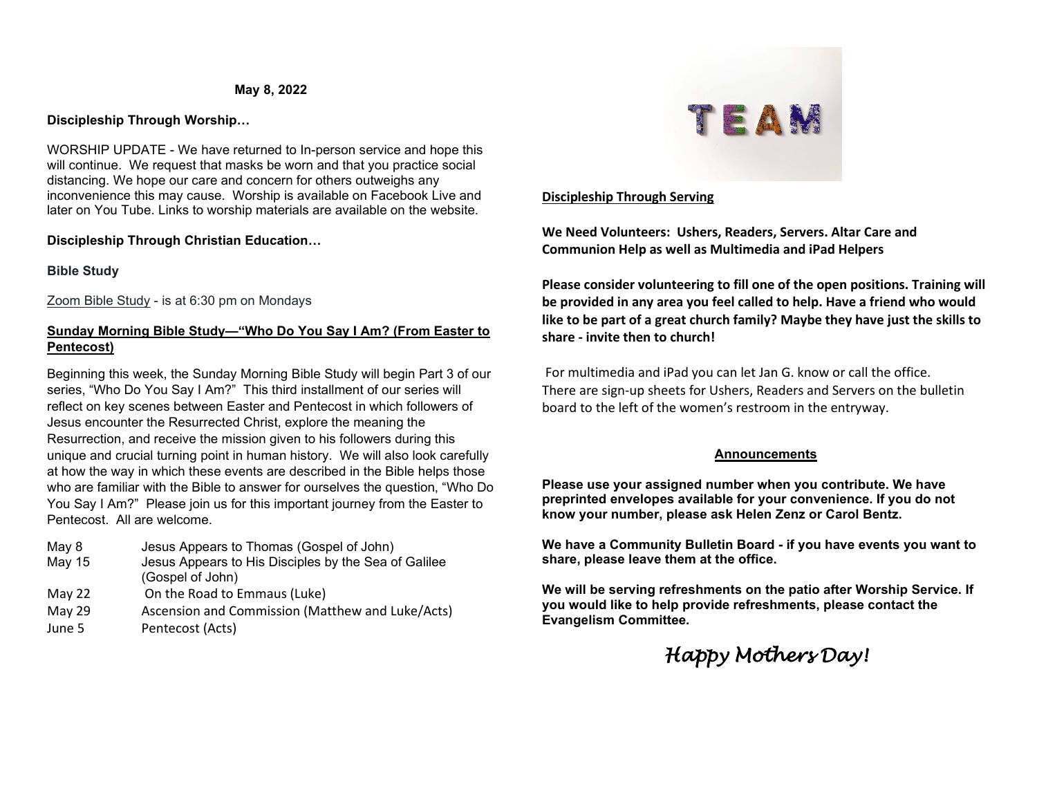**May 8, 2022**

**Discipleship Through Worship…**

WORSHIP UPDATE - We have returned to In-person service and hope this will continue. We request that masks be worn and that you practice social distancing. We hope our care and concern for others outweighs any inconvenience this may cause. Worship is available on Facebook Live and later on You Tube. Links to worship materials are available on the website.

**Discipleship Through Christian Education…**

**Bible Study**

Zoom Bible Study - is at 6:30 pm on Mondays

**Sunday Morning Bible Study—"Who Do You Say I Am? (From Easter to Pentecost)**

Beginning this week, the Sunday Morning Bible Study will begin Part 3 of our series, "Who Do You Say I Am?" This third installment of our series will reflect on key scenes between Easter and Pentecost in which followers of Jesus encounter the Resurrected Christ, explore the meaning the Resurrection, and receive the mission given to his followers during this unique and crucial turning point in human history. We will also look carefully at how the way in which these events are described in the Bible helps those who are familiar with the Bible to answer for ourselves the question, "Who Do You Say I Am?" Please join us for this important journey from the Easter to Pentecost. All are welcome.

| | |
|---|---|
| May 8 | Jesus Appears to Thomas (Gospel of John) |
| May 15 | Jesus Appears to His Disciples by the Sea of Galilee (Gospel of John) |
| May 22 | On the Road to Emmaus (Luke) |
| May 29 | Ascension and Commission (Matthew and Luke/Acts) |
| June 5 | Pentecost (Acts) |

TEAM

**Discipleship Through Serving**

**We Need Volunteers: Ushers, Readers, Servers. Altar Care and Communion Help as well as Multimedia and iPad Helpers**

**Please consider volunteering to fill one of the open positions. Training will be provided in any area you feel called to help. Have a friend who would like to be part of a great church family? Maybe they have just the skills to share - invite then to church!**

For multimedia and iPad you can let Jan G. know or call the office. There are sign-up sheets for Ushers, Readers and Servers on the bulletin board to the left of the women's restroom in the entryway.

**Announcements**

**Please use your assigned number when you contribute. We have preprinted envelopes available for your convenience. If you do not know your number, please ask Helen Zenz or Carol Bentz.**

**We have a Community Bulletin Board - if you have events you want to share, please leave them at the office.**

**We will be serving refreshments on the patio after Worship Service. If you would like to help provide refreshments, please contact the Evangelism Committee.**

*Happy Mothers Day!*